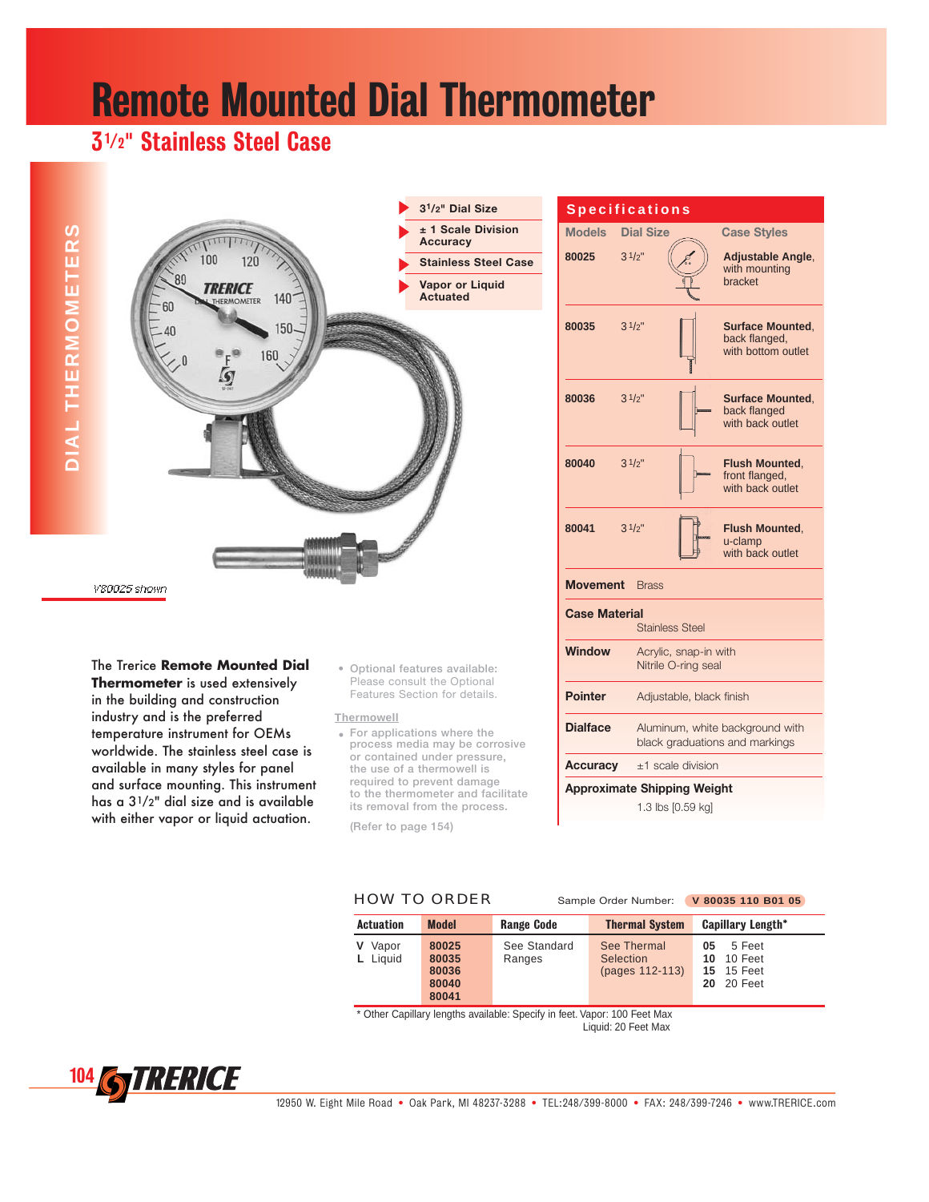# Remote Mounted Dial Thermometer

## 3½" Stainless Steel Case

- 3½" Dial Size
- ± 1 Scale Division Accuracy
- Stainless Steel Case
- Vapor or Liquid Actuated

V80025 shown

The Trerice **Remote Mounted Dial Thermometer** is used extensively in the building and construction industry and is the preferred temperature instrument for OEMs worldwide. The stainless steel case is available in many styles for panel and surface mounting. This instrument has a 3½" dial size and is available with either vapor or liquid actuation.

- Optional features available: Please consult the Optional Features Section for details.

**Thermowell**

- For applications where the process media may be corrosive or contained under pressure, the use of a thermowell is required to prevent damage to the thermometer and facilitate its removal from the process.

(Refer to page 154)

### Specifications

| Models | Dial Size | Case Styles |
|---|---|---|
| 80025 | 3½" | **Adjustable Angle**, with mounting bracket |
| 80035 | 3½" | **Surface Mounted**, back flanged, with bottom outlet |
| 80036 | 3½" | **Surface Mounted**, back flanged with back outlet |
| 80040 | 3½" | **Flush Mounted**, front flanged, with back outlet |
| 80041 | 3½" | **Flush Mounted**, u-clamp with back outlet |

**Movement** Brass

**Case Material** Stainless Steel

**Window** Acrylic, snap-in with Nitrile O-ring seal

**Pointer** Adjustable, black finish

**Dialface** Aluminum, white background with black graduations and markings

**Accuracy** ±1 scale division

**Approximate Shipping Weight** 1.3 lbs [0.59 kg]

### HOW TO ORDER

Sample Order Number: **V 80035 110 B01 05**

| Actuation | Model | Range Code | Thermal System | Capillary Length* |
|---|---|---|---|---|
| **V** Vapor<br>**L** Liquid | 80025<br>80035<br>80036<br>80040<br>80041 | See Standard Ranges | See Thermal Selection (pages 112-113) | **05** 5 Feet<br>**10** 10 Feet<br>**15** 15 Feet<br>**20** 20 Feet |

* Other Capillary lengths available: Specify in feet. Vapor: 100 Feet Max
Liquid: 20 Feet Max

12950 W. Eight Mile Road • Oak Park, MI 48237-3288 • TEL:248/399-8000 • FAX: 248/399-7246 • www.TRERICE.com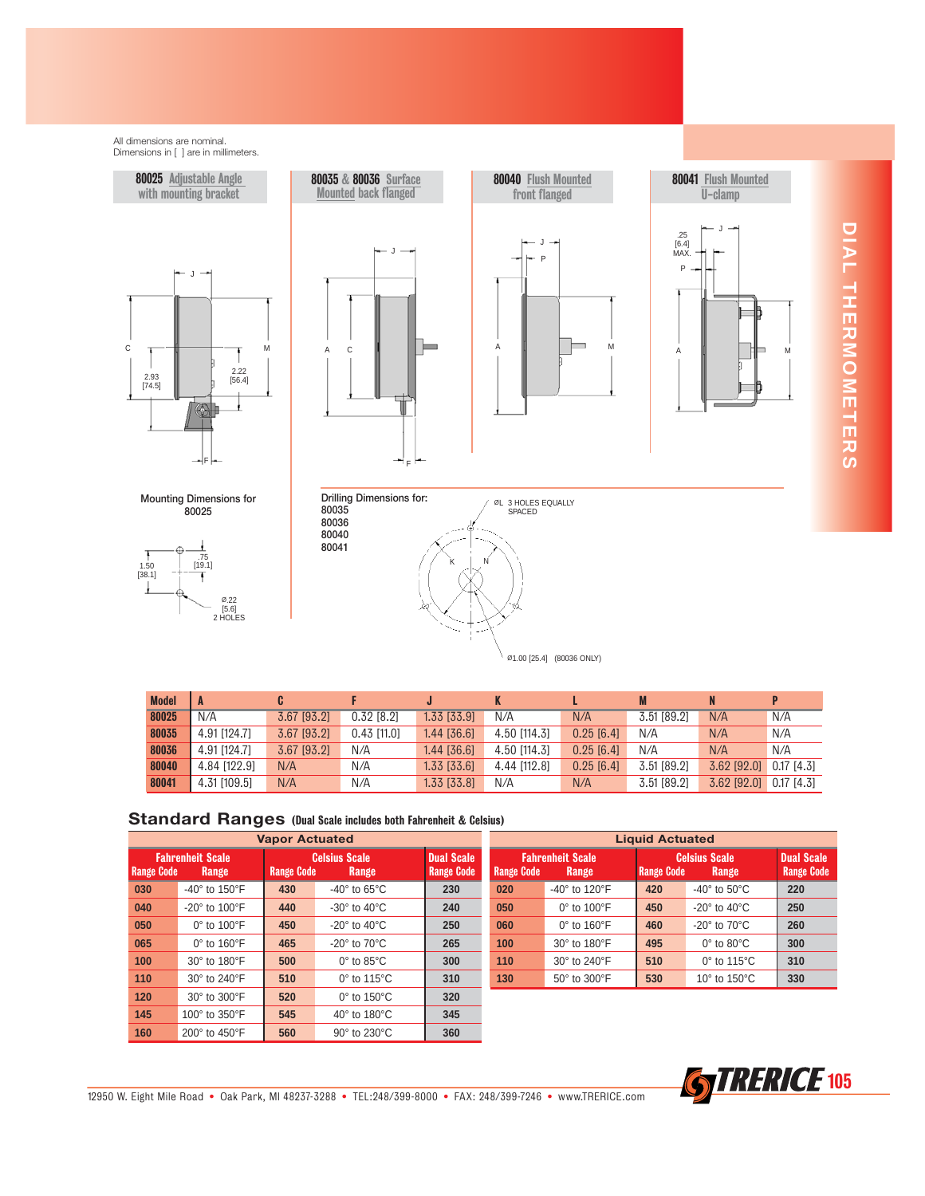All dimensions are nominal.
Dimensions in [ ] are in millimeters.

**80025** Adjustable Angle with mounting bracket

J
C
M
2.93 [74.5]
2.22 [56.4]
F

**80035 & 80036** Surface Mounted back flanged

J
A
C
F

**80040** Flush Mounted front flanged

J
P
A
M

**80041** Flush Mounted U-clamp

.25 [6.4] MAX.
J
P
A
M

# DIAL THERMOMETERS

Mounting Dimensions for 80025

1.50 [38.1]
.75 [19.1]
Ø.22 [5.6] 2 HOLES

Drilling Dimensions for:
80035
80036
80040
80041

ØL 3 HOLES EQUALLY SPACED
K
N
Ø1.00 [25.4] (80036 ONLY)

| Model | A | C | F | J | K | L | M | N | P |
|---|---|---|---|---|---|---|---|---|---|
| 80025 | N/A | 3.67 [93.2] | 0.32 [8.2] | 1.33 [33.9] | N/A | N/A | 3.51 [89.2] | N/A | N/A |
| 80035 | 4.91 [124.7] | 3.67 [93.2] | 0.43 [11.0] | 1.44 [36.6] | 4.50 [114.3] | 0.25 [6.4] | N/A | N/A | N/A |
| 80036 | 4.91 [124.7] | 3.67 [93.2] | N/A | 1.44 [36.6] | 4.50 [114.3] | 0.25 [6.4] | N/A | N/A | N/A |
| 80040 | 4.84 [122.9] | N/A | N/A | 1.33 [33.6] | 4.44 [112.8] | 0.25 [6.4] | 3.51 [89.2] | 3.62 [92.0] | 0.17 [4.3] |
| 80041 | 4.31 [109.5] | N/A | N/A | 1.33 [33.8] | N/A | N/A | 3.51 [89.2] | 3.62 [92.0] | 0.17 [4.3] |

## Standard Ranges (Dual Scale includes both Fahrenheit & Celsius)

**Vapor Actuated**

| Fahrenheit Scale | | Celsius Scale | | Dual Scale |
|---|---|---|---|---|
| Range Code | Range | Range Code | Range | Range Code |
| 030 | -40° to 150°F | 430 | -40° to 65°C | 230 |
| 040 | -20° to 100°F | 440 | -30° to 40°C | 240 |
| 050 | 0° to 100°F | 450 | -20° to 40°C | 250 |
| 065 | 0° to 160°F | 465 | -20° to 70°C | 265 |
| 100 | 30° to 180°F | 500 | 0° to 85°C | 300 |
| 110 | 30° to 240°F | 510 | 0° to 115°C | 310 |
| 120 | 30° to 300°F | 520 | 0° to 150°C | 320 |
| 145 | 100° to 350°F | 545 | 40° to 180°C | 345 |
| 160 | 200° to 450°F | 560 | 90° to 230°C | 360 |

**Liquid Actuated**

| Fahrenheit Scale | | Celsius Scale | | Dual Scale |
|---|---|---|---|---|
| Range Code | Range | Range Code | Range | Range Code |
| 020 | -40° to 120°F | 420 | -40° to 50°C | 220 |
| 050 | 0° to 100°F | 450 | -20° to 40°C | 250 |
| 060 | 0° to 160°F | 460 | -20° to 70°C | 260 |
| 100 | 30° to 180°F | 495 | 0° to 80°C | 300 |
| 110 | 30° to 240°F | 510 | 0° to 115°C | 310 |
| 130 | 50° to 300°F | 530 | 10° to 150°C | 330 |

12950 W. Eight Mile Road • Oak Park, MI 48237-3288 • TEL:248/399-8000 • FAX: 248/399-7246 • www.TRERICE.com

TRERICE